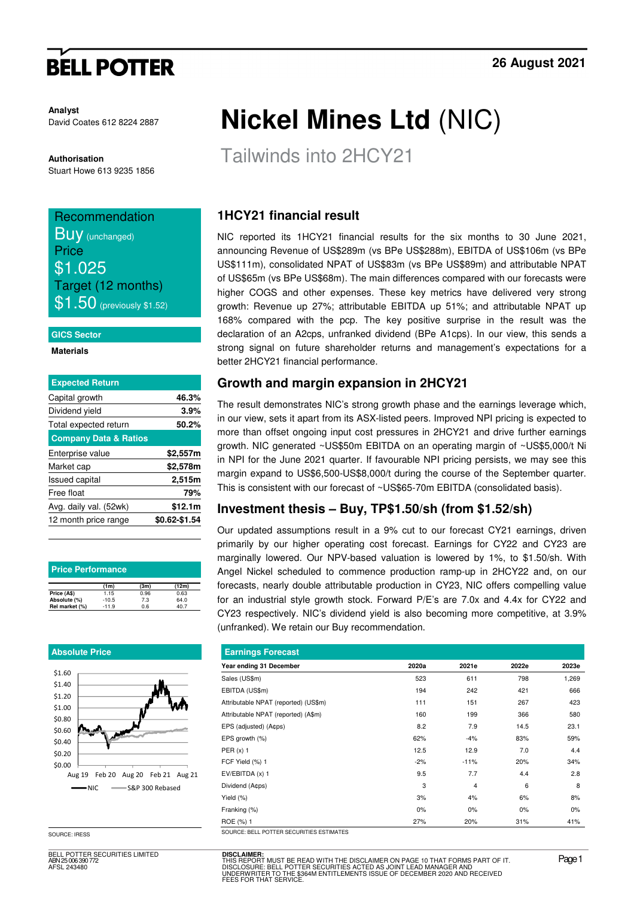# Nickel Mines Ltd (NIC)

## Tailwinds into 2HCY21

26 August 2021

**Analyst**
David Coates 612 8224 2887

**Authorisation**
Stuart Howe 613 9235 1856

**Recommendation**
**Buy** (unchanged)
**Price**
$1.025
**Target (12 months)**
$1.50 (previously $1.52)

**GICS Sector**
Materials

| Expected Return | |
|---|---|
| Capital growth | 46.3% |
| Dividend yield | 3.9% |
| Total expected return | 50.2% |

| Company Data & Ratios | |
|---|---|
| Enterprise value | $2,557m |
| Market cap | $2,578m |
| Issued capital | 2,515m |
| Free float | 79% |
| Avg. daily val. (52wk) | $12.1m |
| 12 month price range | $0.62-$1.54 |

**Price Performance**

| | (1m) | (3m) | (12m) |
|---|---|---|---|
| Price (A$) | 1.15 | 0.96 | 0.63 |
| Absolute (%) | -10.5 | 7.3 | 64.0 |
| Rel market (%) | -11.9 | 0.6 | 40.7 |

**Absolute Price**

SOURCE: IRESS

### 1HCY21 financial result

NIC reported its 1HCY21 financial results for the six months to 30 June 2021, announcing Revenue of US$289m (vs BPe US$288m), EBITDA of US$106m (vs BPe US$111m), consolidated NPAT of US$83m (vs BPe US$89m) and attributable NPAT of US$65m (vs BPe US$68m). The main differences compared with our forecasts were higher COGS and other expenses. These key metrics have delivered very strong growth: Revenue up 27%; attributable EBITDA up 51%; and attributable NPAT up 168% compared with the pcp. The key positive surprise in the result was the declaration of an A2cps, unfranked dividend (BPe A1cps). In our view, this sends a strong signal on future shareholder returns and management's expectations for a better 2HCY21 financial performance.

### Growth and margin expansion in 2HCY21

The result demonstrates NIC's strong growth phase and the earnings leverage which, in our view, sets it apart from its ASX-listed peers. Improved NPI pricing is expected to more than offset ongoing input cost pressures in 2HCY21 and drive further earnings growth. NIC generated ~US$50m EBITDA on an operating margin of ~US$5,000/t Ni in NPI for the June 2021 quarter. If favourable NPI pricing persists, we may see this margin expand to US$6,500-US$8,000/t during the course of the September quarter. This is consistent with our forecast of ~US$65-70m EBITDA (consolidated basis).

### Investment thesis – Buy, TP$1.50/sh (from $1.52/sh)

Our updated assumptions result in a 9% cut to our forecast CY21 earnings, driven primarily by our higher operating cost forecast. Earnings for CY22 and CY23 are marginally lowered. Our NPV-based valuation is lowered by 1%, to $1.50/sh. With Angel Nickel scheduled to commence production ramp-up in 2HCY22 and, on our forecasts, nearly double attributable production in CY23, NIC offers compelling value for an industrial style growth stock. Forward P/E's are 7.0x and 4.4x for CY22 and CY23 respectively. NIC's dividend yield is also becoming more competitive, at 3.9% (unfranked). We retain our Buy recommendation.

**Earnings Forecast**

| Year ending 31 December | 2020a | 2021e | 2022e | 2023e |
|---|---|---|---|---|
| Sales (US$m) | 523 | 611 | 798 | 1,269 |
| EBITDA (US$m) | 194 | 242 | 421 | 666 |
| Attributable NPAT (reported) (US$m) | 111 | 151 | 267 | 423 |
| Attributable NPAT (reported) (A$m) | 160 | 199 | 366 | 580 |
| EPS (adjusted) (A¢ps) | 8.2 | 7.9 | 14.5 | 23.1 |
| EPS growth (%) | 62% | -4% | 83% | 59% |
| PER (x) 1 | 12.5 | 12.9 | 7.0 | 4.4 |
| FCF Yield (%) 1 | -2% | -11% | 20% | 34% |
| EV/EBITDA (x) 1 | 9.5 | 7.7 | 4.4 | 2.8 |
| Dividend (A¢ps) | 3 | 4 | 6 | 8 |
| Yield (%) | 3% | 4% | 6% | 8% |
| Franking (%) | 0% | 0% | 0% | 0% |
| ROE (%) 1 | 27% | 20% | 31% | 41% |

SOURCE: BELL POTTER SECURITIES ESTIMATES

BELL POTTER SECURITIES LIMITED
ABN 25 006 390 772
AFSL 243480

**DISCLAIMER:**
THIS REPORT MUST BE READ WITH THE DISCLAIMER ON PAGE 10 THAT FORMS PART OF IT.
DISCLOSURE: BELL POTTER SECURITIES ACTED AS JOINT LEAD MANAGER AND UNDERWRITER TO THE $364M ENTITLEMENTS ISSUE OF DECEMBER 2020 AND RECEIVED FEES FOR THAT SERVICE.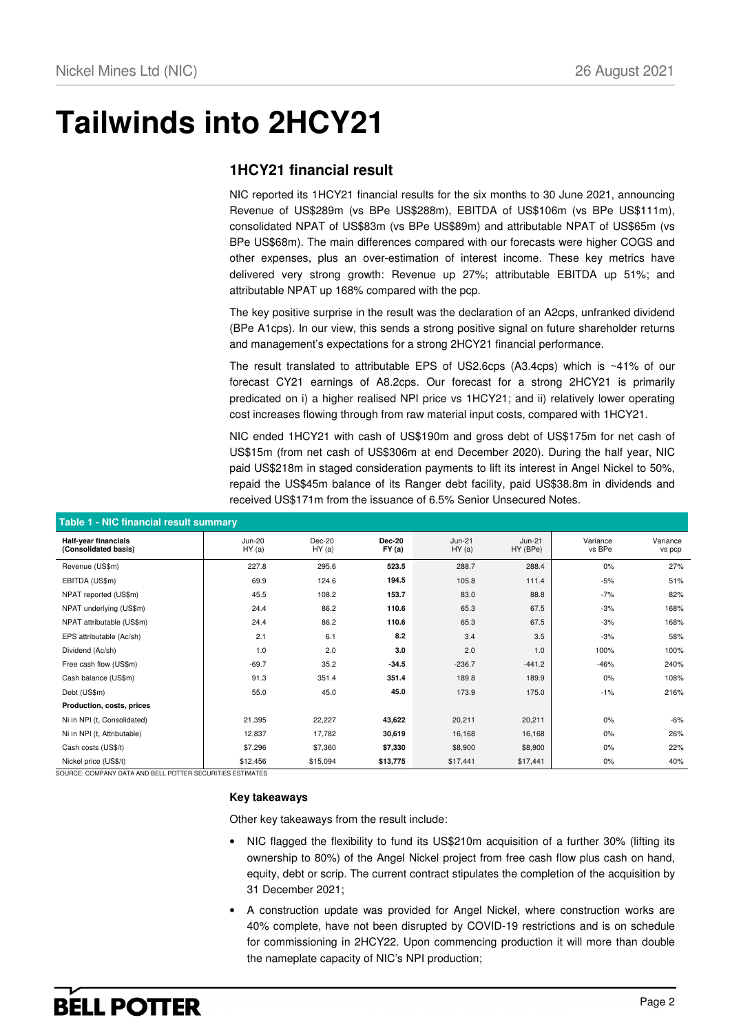# Tailwinds into 2HCY21

## 1HCY21 financial result

NIC reported its 1HCY21 financial results for the six months to 30 June 2021, announcing Revenue of US$289m (vs BPe US$288m), EBITDA of US$106m (vs BPe US$111m), consolidated NPAT of US$83m (vs BPe US$89m) and attributable NPAT of US$65m (vs BPe US$68m). The main differences compared with our forecasts were higher COGS and other expenses, plus an over-estimation of interest income. These key metrics have delivered very strong growth: Revenue up 27%; attributable EBITDA up 51%; and attributable NPAT up 168% compared with the pcp.

The key positive surprise in the result was the declaration of an A2cps, unfranked dividend (BPe A1cps). In our view, this sends a strong positive signal on future shareholder returns and management's expectations for a strong 2HCY21 financial performance.

The result translated to attributable EPS of US2.6cps (A3.4cps) which is ~41% of our forecast CY21 earnings of A8.2cps. Our forecast for a strong 2HCY21 is primarily predicated on i) a higher realised NPI price vs 1HCY21; and ii) relatively lower operating cost increases flowing through from raw material input costs, compared with 1HCY21.

NIC ended 1HCY21 with cash of US$190m and gross debt of US$175m for net cash of US$15m (from net cash of US$306m at end December 2020). During the half year, NIC paid US$218m in staged consideration payments to lift its interest in Angel Nickel to 50%, repaid the US$45m balance of its Ranger debt facility, paid US$38.8m in dividends and received US$171m from the issuance of 6.5% Senior Unsecured Notes.

**Table 1 - NIC financial result summary**

| Half-year financials (Consolidated basis) | Jun-20 HY (a) | Dec-20 HY (a) | **Dec-20 FY (a)** | Jun-21 HY (a) | Jun-21 HY (BPe) | Variance vs BPe | Variance vs pcp |
|---|---|---|---|---|---|---|---|
| Revenue (US$m) | 227.8 | 295.6 | **523.5** | 288.7 | 288.4 | 0% | 27% |
| EBITDA (US$m) | 69.9 | 124.6 | **194.5** | 105.8 | 111.4 | -5% | 51% |
| NPAT reported (US$m) | 45.5 | 108.2 | **153.7** | 83.0 | 88.8 | -7% | 82% |
| NPAT underlying (US$m) | 24.4 | 86.2 | **110.6** | 65.3 | 67.5 | -3% | 168% |
| NPAT attributable (US$m) | 24.4 | 86.2 | **110.6** | 65.3 | 67.5 | -3% | 168% |
| EPS attributable (Ac/sh) | 2.1 | 6.1 | **8.2** | 3.4 | 3.5 | -3% | 58% |
| Dividend (Ac/sh) | 1.0 | 2.0 | **3.0** | 2.0 | 1.0 | 100% | 100% |
| Free cash flow (US$m) | -69.7 | 35.2 | **-34.5** | -236.7 | -441.2 | -46% | 240% |
| Cash balance (US$m) | 91.3 | 351.4 | **351.4** | 189.8 | 189.9 | 0% | 108% |
| Debt (US$m) | 55.0 | 45.0 | **45.0** | 173.9 | 175.0 | -1% | 216% |
| **Production, costs, prices** | | | | | | | |
| Ni in NPI (t, Consolidated) | 21,395 | 22,227 | **43,622** | 20,211 | 20,211 | 0% | -6% |
| Ni in NPI (t, Attributable) | 12,837 | 17,782 | **30,619** | 16,168 | 16,168 | 0% | 26% |
| Cash costs (US$/t) | $7,296 | $7,360 | **$7,330** | $8,900 | $8,900 | 0% | 22% |
| Nickel price (US$/t) | $12,456 | $15,094 | **$13,775** | $17,441 | $17,441 | 0% | 40% |

SOURCE: COMPANY DATA AND BELL POTTER SECURITIES ESTIMATES

**Key takeaways**

Other key takeaways from the result include:

- NIC flagged the flexibility to fund its US$210m acquisition of a further 30% (lifting its ownership to 80%) of the Angel Nickel project from free cash flow plus cash on hand, equity, debt or scrip. The current contract stipulates the completion of the acquisition by 31 December 2021;
- A construction update was provided for Angel Nickel, where construction works are 40% complete, have not been disrupted by COVID-19 restrictions and is on schedule for commissioning in 2HCY22. Upon commencing production it will more than double the nameplate capacity of NIC's NPI production;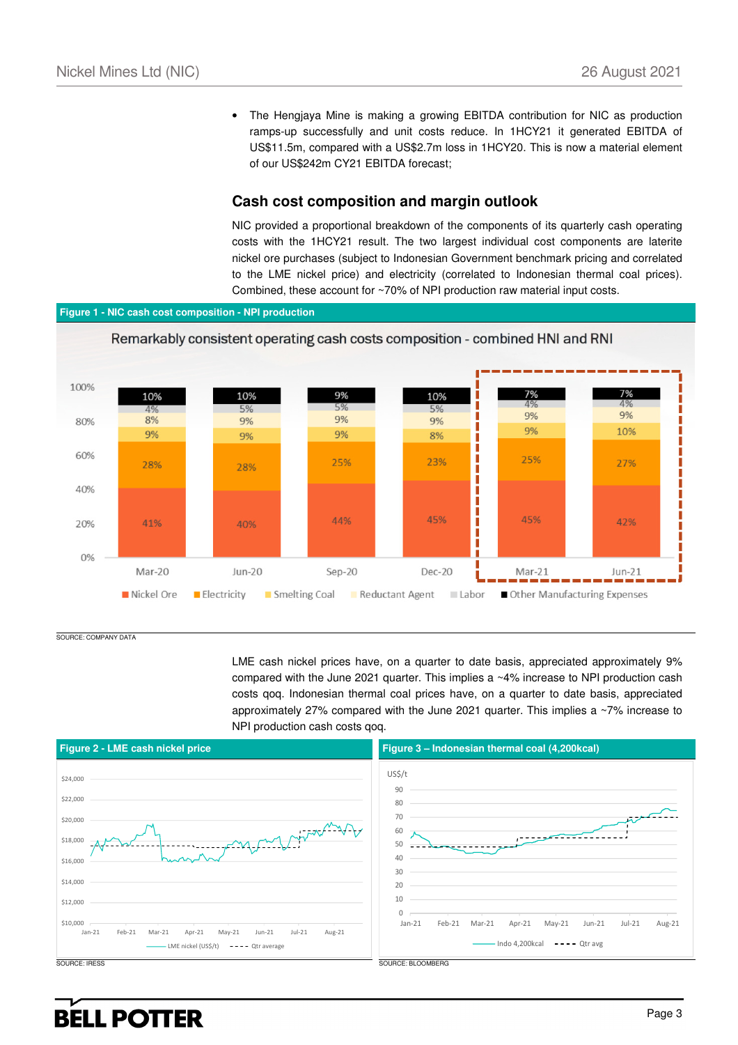- The Hengjaya Mine is making a growing EBITDA contribution for NIC as production ramps-up successfully and unit costs reduce. In 1HCY21 it generated EBITDA of US$11.5m, compared with a US$2.7m loss in 1HCY20. This is now a material element of our US$242m CY21 EBITDA forecast;

## Cash cost composition and margin outlook

NIC provided a proportional breakdown of the components of its quarterly cash operating costs with the 1HCY21 result. The two largest individual cost components are laterite nickel ore purchases (subject to Indonesian Government benchmark pricing and correlated to the LME nickel price) and electricity (correlated to Indonesian thermal coal prices). Combined, these account for ~70% of NPI production raw material input costs.

**Figure 1 - NIC cash cost composition - NPI production**

Remarkably consistent operating cash costs composition - combined HNI and RNI

| | Mar-20 | Jun-20 | Sep-20 | Dec-20 | Mar-21 | Jun-21 |
|---|---|---|---|---|---|---|
| Nickel Ore | 41% | 40% | 44% | 45% | 45% | 42% |
| Electricity | 28% | 28% | 25% | 23% | 25% | 27% |
| Smelting Coal | 9% | 9% | 9% | 8% | 9% | 10% |
| Reductant Agent | 8% | 9% | 9% | 9% | 9% | 9% |
| Labor | 4% | 5% | 5% | 5% | 4% | 4% |
| Other Manufacturing Expenses | 10% | 10% | 9% | 10% | 7% | 7% |

SOURCE: COMPANY DATA

LME cash nickel prices have, on a quarter to date basis, appreciated approximately 9% compared with the June 2021 quarter. This implies a ~4% increase to NPI production cash costs qoq. Indonesian thermal coal prices have, on a quarter to date basis, appreciated approximately 27% compared with the June 2021 quarter. This implies a ~7% increase to NPI production cash costs qoq.

**Figure 2 - LME cash nickel price**

SOURCE: IRESS

**Figure 3 – Indonesian thermal coal (4,200kcal)**

SOURCE: BLOOMBERG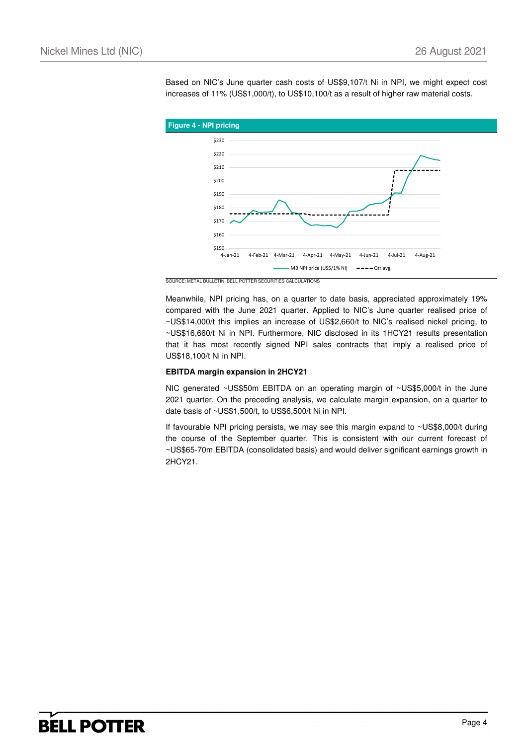Based on NIC's June quarter cash costs of US$9,107/t Ni in NPI, we might expect cost increases of 11% (US$1,000/t), to US$10,100/t as a result of higher raw material costs.

**Figure 4 - NPI pricing**

SOURCE: METAL BULLETIN, BELL POTTER SECURITIES CALCULATIONS

Meanwhile, NPI pricing has, on a quarter to date basis, appreciated approximately 19% compared with the June 2021 quarter. Applied to NIC's June quarter realised price of ~US$14,000/t this implies an increase of US$2,660/t to NIC's realised nickel pricing, to ~US$16,660/t Ni in NPI. Furthermore, NIC disclosed in its 1HCY21 results presentation that it has most recently signed NPI sales contracts that imply a realised price of US$18,100/t Ni in NPI.

**EBITDA margin expansion in 2HCY21**

NIC generated ~US$50m EBITDA on an operating margin of ~US$5,000/t in the June 2021 quarter. On the preceding analysis, we calculate margin expansion, on a quarter to date basis of ~US$1,500/t, to US$6,500/t Ni in NPI.

If favourable NPI pricing persists, we may see this margin expand to ~US$8,000/t during the course of the September quarter. This is consistent with our current forecast of ~US$65-70m EBITDA (consolidated basis) and would deliver significant earnings growth in 2HCY21.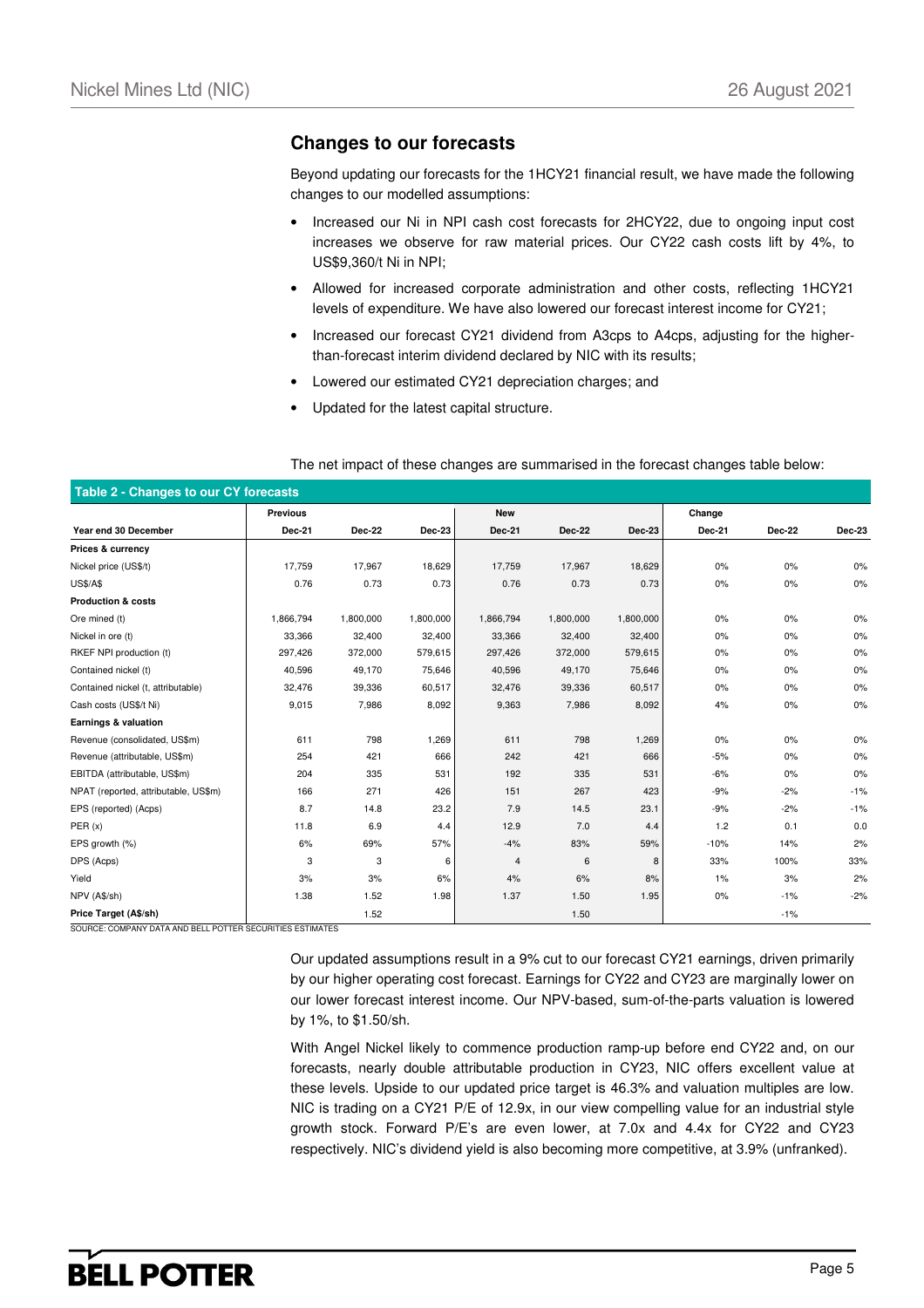## Changes to our forecasts

Beyond updating our forecasts for the 1HCY21 financial result, we have made the following changes to our modelled assumptions:

- Increased our Ni in NPI cash cost forecasts for 2HCY22, due to ongoing input cost increases we observe for raw material prices. Our CY22 cash costs lift by 4%, to US$9,360/t Ni in NPI;
- Allowed for increased corporate administration and other costs, reflecting 1HCY21 levels of expenditure. We have also lowered our forecast interest income for CY21;
- Increased our forecast CY21 dividend from A3cps to A4cps, adjusting for the higher-than-forecast interim dividend declared by NIC with its results;
- Lowered our estimated CY21 depreciation charges; and
- Updated for the latest capital structure.

The net impact of these changes are summarised in the forecast changes table below:

**Table 2 - Changes to our CY forecasts**

| | Previous | | | New | | | Change | | |
|---|---|---|---|---|---|---|---|---|---|
| **Year end 30 December** | **Dec-21** | **Dec-22** | **Dec-23** | **Dec-21** | **Dec-22** | **Dec-23** | **Dec-21** | **Dec-22** | **Dec-23** |
| **Prices & currency** | | | | | | | | | |
| Nickel price (US$/t) | 17,759 | 17,967 | 18,629 | 17,759 | 17,967 | 18,629 | 0% | 0% | 0% |
| US$/A$ | 0.76 | 0.73 | 0.73 | 0.76 | 0.73 | 0.73 | 0% | 0% | 0% |
| **Production & costs** | | | | | | | | | |
| Ore mined (t) | 1,866,794 | 1,800,000 | 1,800,000 | 1,866,794 | 1,800,000 | 1,800,000 | 0% | 0% | 0% |
| Nickel in ore (t) | 33,366 | 32,400 | 32,400 | 33,366 | 32,400 | 32,400 | 0% | 0% | 0% |
| RKEF NPI production (t) | 297,426 | 372,000 | 579,615 | 297,426 | 372,000 | 579,615 | 0% | 0% | 0% |
| Contained nickel (t) | 40,596 | 49,170 | 75,646 | 40,596 | 49,170 | 75,646 | 0% | 0% | 0% |
| Contained nickel (t, attributable) | 32,476 | 39,336 | 60,517 | 32,476 | 39,336 | 60,517 | 0% | 0% | 0% |
| Cash costs (US$/t Ni) | 9,015 | 7,986 | 8,092 | 9,363 | 7,986 | 8,092 | 4% | 0% | 0% |
| **Earnings & valuation** | | | | | | | | | |
| Revenue (consolidated, US$m) | 611 | 798 | 1,269 | 611 | 798 | 1,269 | 0% | 0% | 0% |
| Revenue (attributable, US$m) | 254 | 421 | 666 | 242 | 421 | 666 | -5% | 0% | 0% |
| EBITDA (attributable, US$m) | 204 | 335 | 531 | 192 | 335 | 531 | -6% | 0% | 0% |
| NPAT (reported, attributable, US$m) | 166 | 271 | 426 | 151 | 267 | 423 | -9% | -2% | -1% |
| EPS (reported) (Acps) | 8.7 | 14.8 | 23.2 | 7.9 | 14.5 | 23.1 | -9% | -2% | -1% |
| PER (x) | 11.8 | 6.9 | 4.4 | 12.9 | 7.0 | 4.4 | 1.2 | 0.1 | 0.0 |
| EPS growth (%) | 6% | 69% | 57% | -4% | 83% | 59% | -10% | 14% | 2% |
| DPS (Acps) | 3 | 3 | 6 | 4 | 6 | 8 | 33% | 100% | 33% |
| Yield | 3% | 3% | 6% | 4% | 6% | 8% | 1% | 3% | 2% |
| NPV (A$/sh) | 1.38 | 1.52 | 1.98 | 1.37 | 1.50 | 1.95 | 0% | -1% | -2% |
| **Price Target (A$/sh)** | | 1.52 | | | 1.50 | | | -1% | |

SOURCE: COMPANY DATA AND BELL POTTER SECURITIES ESTIMATES

Our updated assumptions result in a 9% cut to our forecast CY21 earnings, driven primarily by our higher operating cost forecast. Earnings for CY22 and CY23 are marginally lower on our lower forecast interest income. Our NPV-based, sum-of-the-parts valuation is lowered by 1%, to $1.50/sh.

With Angel Nickel likely to commence production ramp-up before end CY22 and, on our forecasts, nearly double attributable production in CY23, NIC offers excellent value at these levels. Upside to our updated price target is 46.3% and valuation multiples are low. NIC is trading on a CY21 P/E of 12.9x, in our view compelling value for an industrial style growth stock. Forward P/E's are even lower, at 7.0x and 4.4x for CY22 and CY23 respectively. NIC's dividend yield is also becoming more competitive, at 3.9% (unfranked).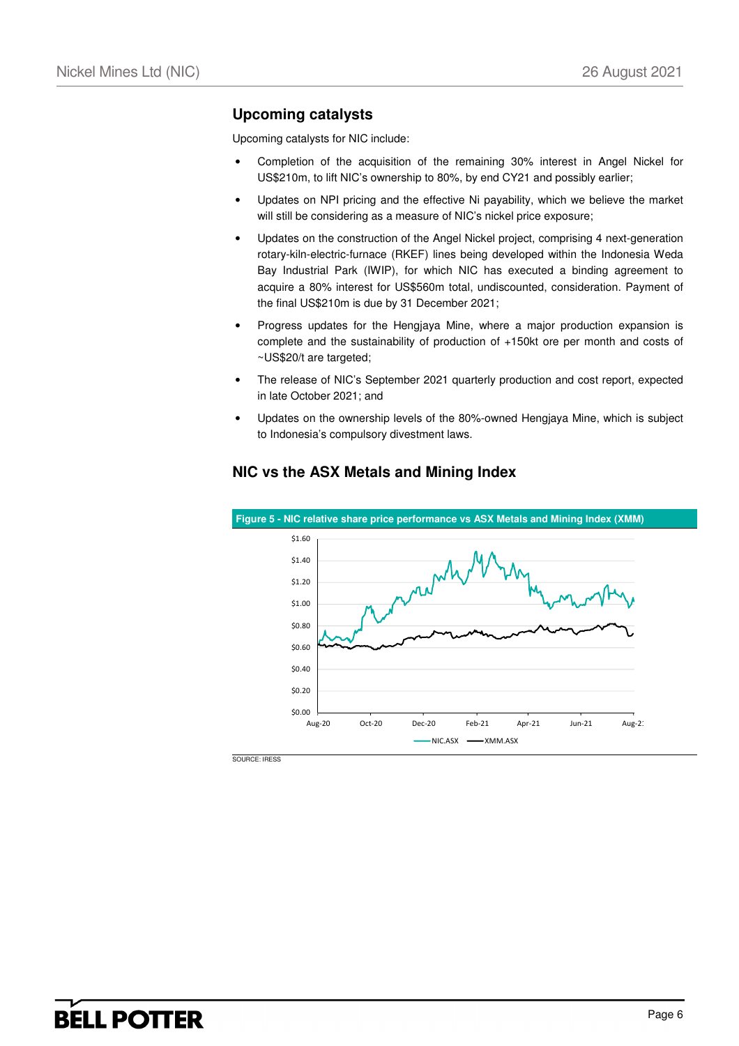## Upcoming catalysts

Upcoming catalysts for NIC include:

- Completion of the acquisition of the remaining 30% interest in Angel Nickel for US$210m, to lift NIC's ownership to 80%, by end CY21 and possibly earlier;
- Updates on NPI pricing and the effective Ni payability, which we believe the market will still be considering as a measure of NIC's nickel price exposure;
- Updates on the construction of the Angel Nickel project, comprising 4 next-generation rotary-kiln-electric-furnace (RKEF) lines being developed within the Indonesia Weda Bay Industrial Park (IWIP), for which NIC has executed a binding agreement to acquire a 80% interest for US$560m total, undiscounted, consideration. Payment of the final US$210m is due by 31 December 2021;
- Progress updates for the Hengjaya Mine, where a major production expansion is complete and the sustainability of production of +150kt ore per month and costs of ~US$20/t are targeted;
- The release of NIC's September 2021 quarterly production and cost report, expected in late October 2021; and
- Updates on the ownership levels of the 80%-owned Hengjaya Mine, which is subject to Indonesia's compulsory divestment laws.

## NIC vs the ASX Metals and Mining Index

**Figure 5 - NIC relative share price performance vs ASX Metals and Mining Index (XMM)**

SOURCE: IRESS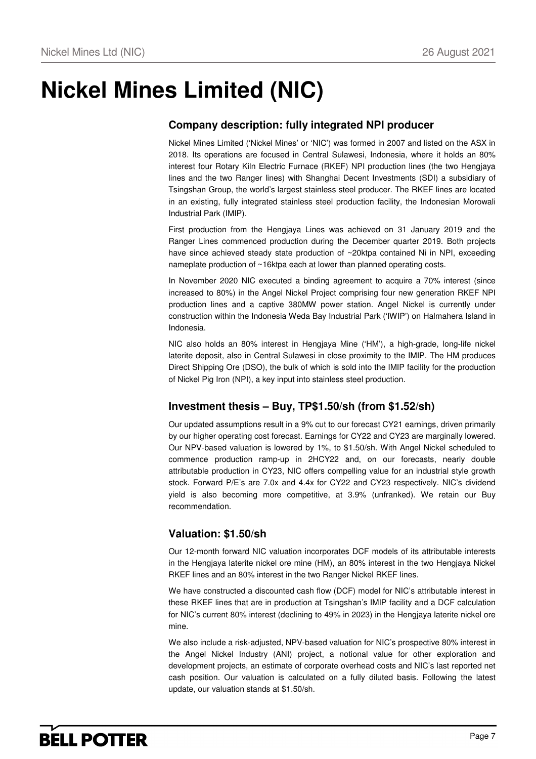# Nickel Mines Limited (NIC)

## Company description: fully integrated NPI producer

Nickel Mines Limited ('Nickel Mines' or 'NIC') was formed in 2007 and listed on the ASX in 2018. Its operations are focused in Central Sulawesi, Indonesia, where it holds an 80% interest four Rotary Kiln Electric Furnace (RKEF) NPI production lines (the two Hengjaya lines and the two Ranger lines) with Shanghai Decent Investments (SDI) a subsidiary of Tsingshan Group, the world's largest stainless steel producer. The RKEF lines are located in an existing, fully integrated stainless steel production facility, the Indonesian Morowali Industrial Park (IMIP).

First production from the Hengjaya Lines was achieved on 31 January 2019 and the Ranger Lines commenced production during the December quarter 2019. Both projects have since achieved steady state production of ~20ktpa contained Ni in NPI, exceeding nameplate production of ~16ktpa each at lower than planned operating costs.

In November 2020 NIC executed a binding agreement to acquire a 70% interest (since increased to 80%) in the Angel Nickel Project comprising four new generation RKEF NPI production lines and a captive 380MW power station. Angel Nickel is currently under construction within the Indonesia Weda Bay Industrial Park ('IWIP') on Halmahera Island in Indonesia.

NIC also holds an 80% interest in Hengjaya Mine ('HM'), a high-grade, long-life nickel laterite deposit, also in Central Sulawesi in close proximity to the IMIP. The HM produces Direct Shipping Ore (DSO), the bulk of which is sold into the IMIP facility for the production of Nickel Pig Iron (NPI), a key input into stainless steel production.

## Investment thesis – Buy, TP$1.50/sh (from $1.52/sh)

Our updated assumptions result in a 9% cut to our forecast CY21 earnings, driven primarily by our higher operating cost forecast. Earnings for CY22 and CY23 are marginally lowered. Our NPV-based valuation is lowered by 1%, to $1.50/sh. With Angel Nickel scheduled to commence production ramp-up in 2HCY22 and, on our forecasts, nearly double attributable production in CY23, NIC offers compelling value for an industrial style growth stock. Forward P/E's are 7.0x and 4.4x for CY22 and CY23 respectively. NIC's dividend yield is also becoming more competitive, at 3.9% (unfranked). We retain our Buy recommendation.

## Valuation: $1.50/sh

Our 12-month forward NIC valuation incorporates DCF models of its attributable interests in the Hengjaya laterite nickel ore mine (HM), an 80% interest in the two Hengjaya Nickel RKEF lines and an 80% interest in the two Ranger Nickel RKEF lines.

We have constructed a discounted cash flow (DCF) model for NIC's attributable interest in these RKEF lines that are in production at Tsingshan's IMIP facility and a DCF calculation for NIC's current 80% interest (declining to 49% in 2023) in the Hengjaya laterite nickel ore mine.

We also include a risk-adjusted, NPV-based valuation for NIC's prospective 80% interest in the Angel Nickel Industry (ANI) project, a notional value for other exploration and development projects, an estimate of corporate overhead costs and NIC's last reported net cash position. Our valuation is calculated on a fully diluted basis. Following the latest update, our valuation stands at $1.50/sh.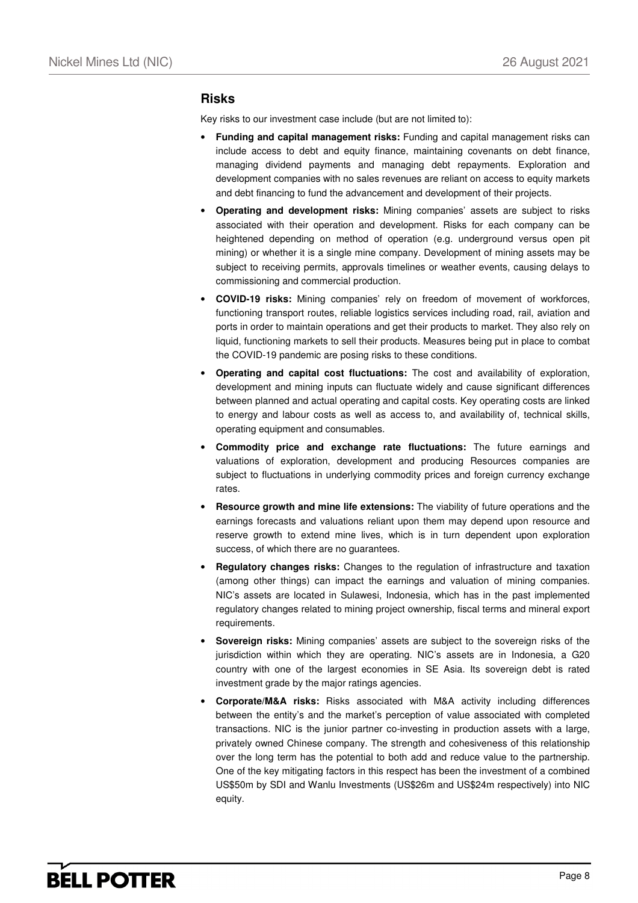## Risks

Key risks to our investment case include (but are not limited to):

- **Funding and capital management risks:** Funding and capital management risks can include access to debt and equity finance, maintaining covenants on debt finance, managing dividend payments and managing debt repayments. Exploration and development companies with no sales revenues are reliant on access to equity markets and debt financing to fund the advancement and development of their projects.
- **Operating and development risks:** Mining companies' assets are subject to risks associated with their operation and development. Risks for each company can be heightened depending on method of operation (e.g. underground versus open pit mining) or whether it is a single mine company. Development of mining assets may be subject to receiving permits, approvals timelines or weather events, causing delays to commissioning and commercial production.
- **COVID-19 risks:** Mining companies' rely on freedom of movement of workforces, functioning transport routes, reliable logistics services including road, rail, aviation and ports in order to maintain operations and get their products to market. They also rely on liquid, functioning markets to sell their products. Measures being put in place to combat the COVID-19 pandemic are posing risks to these conditions.
- **Operating and capital cost fluctuations:** The cost and availability of exploration, development and mining inputs can fluctuate widely and cause significant differences between planned and actual operating and capital costs. Key operating costs are linked to energy and labour costs as well as access to, and availability of, technical skills, operating equipment and consumables.
- **Commodity price and exchange rate fluctuations:** The future earnings and valuations of exploration, development and producing Resources companies are subject to fluctuations in underlying commodity prices and foreign currency exchange rates.
- **Resource growth and mine life extensions:** The viability of future operations and the earnings forecasts and valuations reliant upon them may depend upon resource and reserve growth to extend mine lives, which is in turn dependent upon exploration success, of which there are no guarantees.
- **Regulatory changes risks:** Changes to the regulation of infrastructure and taxation (among other things) can impact the earnings and valuation of mining companies. NIC's assets are located in Sulawesi, Indonesia, which has in the past implemented regulatory changes related to mining project ownership, fiscal terms and mineral export requirements.
- **Sovereign risks:** Mining companies' assets are subject to the sovereign risks of the jurisdiction within which they are operating. NIC's assets are in Indonesia, a G20 country with one of the largest economies in SE Asia. Its sovereign debt is rated investment grade by the major ratings agencies.
- **Corporate/M&A risks:** Risks associated with M&A activity including differences between the entity's and the market's perception of value associated with completed transactions. NIC is the junior partner co-investing in production assets with a large, privately owned Chinese company. The strength and cohesiveness of this relationship over the long term has the potential to both add and reduce value to the partnership. One of the key mitigating factors in this respect has been the investment of a combined US$50m by SDI and Wanlu Investments (US$26m and US$24m respectively) into NIC equity.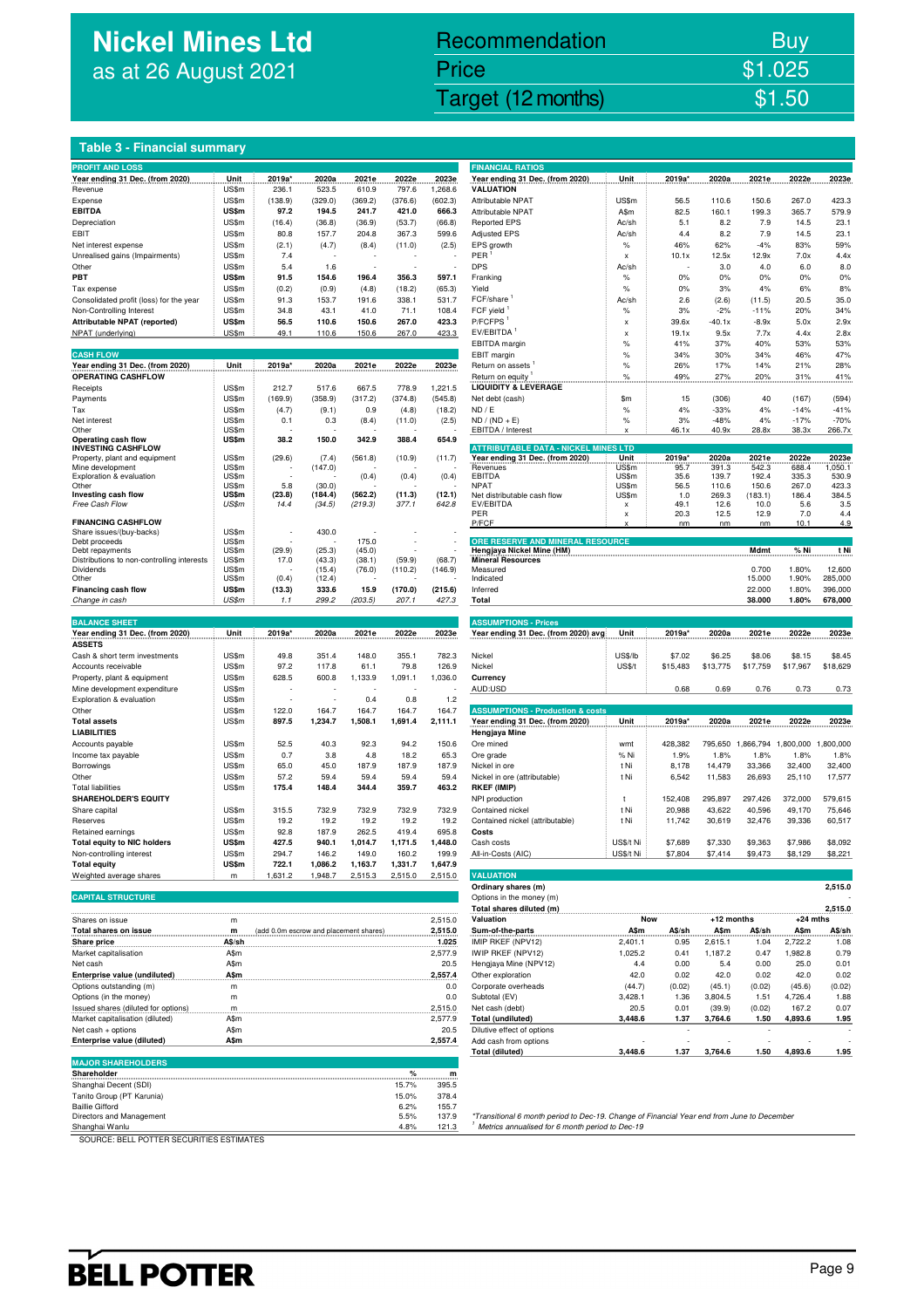# Nickel Mines Ltd
as at 26 August 2021

| Recommendation | Buy |
|---|---|
| Price | $1.025 |
| Target (12 months) | $1.50 |

## Table 3 - Financial summary

**PROFIT AND LOSS**

| Year ending 31 Dec. (from 2020) | Unit | 2019a* | 2020a | 2021e | 2022e | 2023e |
|---|---|---|---|---|---|---|
| Revenue | US$m | 236.1 | 523.5 | 610.9 | 797.6 | 1,268.6 |
| Expense | US$m | (138.9) | (329.0) | (369.2) | (376.6) | (602.3) |
| **EBITDA** | **US$m** | **97.2** | **194.5** | **241.7** | **421.0** | **666.3** |
| Depreciation | US$m | (16.4) | (36.8) | (36.9) | (53.7) | (66.8) |
| EBIT | US$m | 80.8 | 157.7 | 204.8 | 367.3 | 599.6 |
| Net interest expense | US$m | (2.1) | (4.7) | (8.4) | (11.0) | (2.5) |
| Unrealised gains (Impairments) | US$m | 7.4 | - | - | - | - |
| Other | US$m | 5.4 | 1.6 | - | - | - |
| **PBT** | **US$m** | **91.5** | **154.6** | **196.4** | **356.3** | **597.1** |
| Tax expense | US$m | (0.2) | (0.9) | (4.8) | (18.2) | (65.3) |
| Consolidated profit (loss) for the year | US$m | 91.3 | 153.7 | 191.6 | 338.1 | 531.7 |
| Non-Controlling Interest | US$m | 34.8 | 43.1 | 41.0 | 71.1 | 108.4 |
| **Attributable NPAT (reported)** | **US$m** | **56.5** | **110.6** | **150.6** | **267.0** | **423.3** |
| NPAT (underlying) | US$m | 49.1 | 110.6 | 150.6 | 267.0 | 423.3 |

**CASH FLOW**

| Year ending 31 Dec. (from 2020) | Unit | 2019a* | 2020a | 2021e | 2022e | 2023e |
|---|---|---|---|---|---|---|
| **OPERATING CASHFLOW** | | | | | | |
| Receipts | US$m | 212.7 | 517.6 | 667.5 | 778.9 | 1,221.5 |
| Payments | US$m | (169.9) | (358.9) | (317.2) | (374.8) | (545.8) |
| Tax | US$m | (4.7) | (9.1) | 0.9 | (4.8) | (18.2) |
| Net interest | US$m | 0.1 | 0.3 | (8.4) | (11.0) | (2.5) |
| Other | US$m | - | - | - | - | - |
| **Operating cash flow** | **US$m** | **38.2** | **150.0** | **342.9** | **388.4** | **654.9** |
| **INVESTING CASHFLOW** | | | | | | |
| Property, plant and equipment | US$m | (29.6) | (7.4) | (561.8) | (10.9) | (11.7) |
| Mine development | US$m | - | (147.0) | - | - | - |
| Exploration & evaluation | US$m | - | - | (0.4) | (0.4) | (0.4) |
| Other | US$m | 5.8 | (30.0) | - | - | - |
| **Investing cash flow** | **US$m** | **(23.8)** | **(184.4)** | **(562.2)** | **(11.3)** | **(12.1)** |
| *Free Cash Flow* | *US$m* | *14.4* | *(34.5)* | *(219.3)* | *377.1* | *642.8* |
| **FINANCING CASHFLOW** | | | | | | |
| Share issues/(buy-backs) | US$m | - | 430.0 | - | - | - |
| Debt proceeds | US$m | - | - | 175.0 | - | - |
| Debt repayments | US$m | (29.9) | (25.3) | (45.0) | - | - |
| Distributions to non-controlling interests | US$m | 17.0 | (43.3) | (38.1) | (59.9) | (68.7) |
| Dividends | US$m | - | (15.4) | (76.0) | (110.2) | (146.9) |
| Other | US$m | (0.4) | (12.4) | - | - | - |
| **Financing cash flow** | **US$m** | **(13.3)** | **333.6** | **15.9** | **(170.0)** | **(215.6)** |
| *Change in cash* | *US$m* | *1.1* | *299.2* | *(203.5)* | *207.1* | *427.3* |

**BALANCE SHEET**

| Year ending 31 Dec. (from 2020) | Unit | 2019a* | 2020a | 2021e | 2022e | 2023e |
|---|---|---|---|---|---|---|
| **ASSETS** | | | | | | |
| Cash & short term investments | US$m | 49.8 | 351.4 | 148.0 | 355.1 | 782.3 |
| Accounts receivable | US$m | 97.2 | 117.8 | 61.1 | 79.8 | 126.9 |
| Property, plant & equipment | US$m | 628.5 | 600.8 | 1,133.9 | 1,091.1 | 1,036.0 |
| Mine development expenditure | US$m | - | - | - | - | - |
| Exploration & evaluation | US$m | - | - | 0.4 | 0.8 | 1.2 |
| Other | US$m | 122.0 | 164.7 | 164.7 | 164.7 | 164.7 |
| **Total assets** | **US$m** | **897.5** | **1,234.7** | **1,508.1** | **1,691.4** | **2,111.1** |
| **LIABILITIES** | | | | | | |
| Accounts payable | US$m | 52.5 | 40.3 | 92.3 | 94.2 | 150.6 |
| Income tax payable | US$m | 0.7 | 3.8 | 4.8 | 18.2 | 65.3 |
| Borrowings | US$m | 65.0 | 45.0 | 187.9 | 187.9 | 187.9 |
| Other | US$m | 57.2 | 59.4 | 59.4 | 59.4 | 59.4 |
| Total liabilities | US$m | 175.4 | 148.4 | 344.4 | 359.7 | 463.2 |
| **SHAREHOLDER'S EQUITY** | | | | | | |
| Share capital | US$m | 315.5 | 732.9 | 732.9 | 732.9 | 732.9 |
| Reserves | US$m | 19.2 | 19.2 | 19.2 | 19.2 | 19.2 |
| Retained earnings | US$m | 92.8 | 187.9 | 262.5 | 419.4 | 695.8 |
| **Total equity to NIC holders** | **US$m** | **427.5** | **940.1** | **1,014.7** | **1,171.5** | **1,448.0** |
| Non-controlling interest | US$m | 294.7 | 146.2 | 149.0 | 160.2 | 199.9 |
| **Total equity** | **US$m** | **722.1** | **1,086.2** | **1,163.7** | **1,331.7** | **1,647.9** |
| Weighted average shares | m | 1,631.2 | 1,948.7 | 2,515.3 | 2,515.0 | 2,515.0 |

**CAPITAL STRUCTURE**

| | Unit | | Value |
|---|---|---|---|
| Shares on issue | m | | 2,515.0 |
| **Total shares on issue** | **m** | (add 0.0m escrow and placement shares) | **2,515.0** |
| **Share price** | **A$/sh** | | **1.025** |
| Market capitalisation | A$m | | 2,577.9 |
| Net cash | A$m | | 20.5 |
| **Enterprise value (undiluted)** | **A$m** | | **2,557.4** |
| Options outstanding (m) | m | | 0.0 |
| Options (in the money) | m | | 0.0 |
| Issued shares (diluted for options) | m | | 2,515.0 |
| Market capitalisation (diluted) | A$m | | 2,577.9 |
| Net cash + options | A$m | | 20.5 |
| **Enterprise value (diluted)** | **A$m** | | **2,557.4** |

**MAJOR SHAREHOLDERS**

| Shareholder | % | m |
|---|---|---|
| Shanghai Decent (SDI) | 15.7% | 395.5 |
| Tanito Group (PT Karunia) | 15.0% | 378.4 |
| Baillie Gifford | 6.2% | 155.7 |
| Directors and Management | 5.5% | 137.9 |
| Shanghai Wanlu | 4.8% | 121.3 |

**FINANCIAL RATIOS**

| Year ending 31 Dec. (from 2020) | Unit | 2019a* | 2020a | 2021e | 2022e | 2023e |
|---|---|---|---|---|---|---|
| **VALUATION** | | | | | | |
| Attributable NPAT | US$m | 56.5 | 110.6 | 150.6 | 267.0 | 423.3 |
| Attributable NPAT | A$m | 82.5 | 160.1 | 199.3 | 365.7 | 579.9 |
| Reported EPS | Ac/sh | 5.1 | 8.2 | 7.9 | 14.5 | 23.1 |
| Adjusted EPS | Ac/sh | 4.4 | 8.2 | 7.9 | 14.5 | 23.1 |
| EPS growth | % | 46% | 62% | -4% | 83% | 59% |
| PER [1] | x | 10.1x | 12.5x | 12.9x | 7.0x | 4.4x |
| DPS | Ac/sh | - | 3.0 | 4.0 | 6.0 | 8.0 |
| Franking | % | 0% | 0% | 0% | 0% | 0% |
| Yield | % | 0% | 3% | 4% | 6% | 8% |
| FCF/share [1] | Ac/sh | 2.6 | (2.6) | (11.5) | 20.5 | 35.0 |
| FCF yield [1] | % | 3% | -2% | -11% | 20% | 34% |
| P/FCFPS [1] | x | 39.6x | -40.1x | -8.9x | 5.0x | 2.9x |
| EV/EBITDA [1] | x | 19.1x | 9.5x | 7.7x | 4.4x | 2.8x |
| EBITDA margin | % | 41% | 37% | 40% | 53% | 53% |
| EBIT margin | % | 34% | 30% | 34% | 46% | 47% |
| Return on assets [1] | % | 26% | 17% | 14% | 21% | 28% |
| Return on equity [1] | % | 49% | 27% | 20% | 31% | 41% |
| **LIQUIDITY & LEVERAGE** | | | | | | |
| Net debt (cash) | $m | 15 | (306) | 40 | (167) | (594) |
| ND / E | % | 4% | -33% | 4% | -14% | -41% |
| ND / (ND + E) | % | 3% | -48% | 4% | -17% | -70% |
| EBITDA / Interest | x | 46.1x | 40.9x | 28.8x | 38.3x | 266.7x |

**ATTRIBUTABLE DATA - NICKEL MINES LTD**

| Year ending 31 Dec. (from 2020) | Unit | 2019a* | 2020a | 2021e | 2022e | 2023e |
|---|---|---|---|---|---|---|
| Revenues | US$m | 95.7 | 391.3 | 542.3 | 688.4 | 1,050.1 |
| EBITDA | US$m | 35.6 | 139.7 | 192.4 | 335.3 | 530.9 |
| NPAT | US$m | 56.5 | 110.6 | 150.6 | 267.0 | 423.3 |
| Net distributable cash flow | US$m | 1.0 | 269.3 | (183.1) | 186.4 | 384.5 |
| EV/EBITDA | x | 49.1 | 12.6 | 10.0 | 5.6 | 3.5 |
| PER | x | 20.3 | 12.5 | 12.9 | 7.0 | 4.4 |
| P/FCF | x | nm | nm | nm | 10.1 | 4.9 |

**ORE RESERVE AND MINERAL RESOURCE**

| Hengjaya Nickel Mine (HM) | Mdmt | % Ni | t Ni |
|---|---|---|---|
| **Mineral Resources** | | | |
| Measured | 0.700 | 1.80% | 12,600 |
| Indicated | 15.000 | 1.90% | 285,000 |
| Inferred | 22.000 | 1.80% | 396,000 |
| **Total** | **38.000** | **1.80%** | **678,000** |

**ASSUMPTIONS - Prices**

| Year ending 31 Dec. (from 2020) avg | Unit | 2019a* | 2020a | 2021e | 2022e | 2023e |
|---|---|---|---|---|---|---|
| Nickel | US$/lb | $7.02 | $6.25 | $8.06 | $8.15 | $8.45 |
| Nickel | US$/t | $15,483 | $13,775 | $17,759 | $17,967 | $18,629 |
| **Currency** | | | | | | |
| AUD:USD | | 0.68 | 0.69 | 0.76 | 0.73 | 0.73 |

**ASSUMPTIONS - Production & costs**

| Year ending 31 Dec. (from 2020) | Unit | 2019a* | 2020a | 2021e | 2022e | 2023e |
|---|---|---|---|---|---|---|
| **Hengjaya Mine** | | | | | | |
| Ore mined | wmt | 428,382 | 795,650 | 1,866,794 | 1,800,000 | 1,800,000 |
| Ore grade | % Ni | 1.9% | 1.8% | 1.8% | 1.8% | 1.8% |
| Nickel in ore | t Ni | 8,178 | 14,479 | 33,366 | 32,400 | 32,400 |
| Nickel in ore (attributable) | t Ni | 6,542 | 11,583 | 26,693 | 25,110 | 17,577 |
| **RKEF (IMIP)** | | | | | | |
| NPI production | t | 152,408 | 295,897 | 297,426 | 372,000 | 579,615 |
| Contained nickel | t Ni | 20,988 | 43,622 | 40,596 | 49,170 | 75,646 |
| Contained nickel (attributable) | t Ni | 11,742 | 30,619 | 32,476 | 39,336 | 60,517 |
| **Costs** | | | | | | |
| Cash costs | US$/t Ni | $7,689 | $7,330 | $9,363 | $7,986 | $8,092 |
| All-in-Costs (AIC) | US$/t Ni | $7,804 | $7,414 | $9,473 | $8,129 | $8,221 |

**VALUATION**

| | Now | | +12 months | | +24 mths | |
|---|---|---|---|---|---|---|
| Ordinary shares (m) | | | | | | 2,515.0 |
| Options in the money (m) | | | | | | - |
| Total shares diluted (m) | | | | | | 2,515.0 |
| **Valuation** | **A$m** | **A$/sh** | **A$m** | **A$/sh** | **A$m** | **A$/sh** |
| Sum-of-the-parts | | | | | | |
| IMIP RKEF (NPV12) | 2,401.1 | 0.95 | 2,615.1 | 1.04 | 2,722.2 | 1.08 |
| IWIP RKEF (NPV12) | 1,025.2 | 0.41 | 1,187.2 | 0.47 | 1,982.8 | 0.79 |
| Hengjaya Mine (NPV12) | 4.4 | 0.00 | 5.4 | 0.00 | 25.0 | 0.01 |
| Other exploration | 42.0 | 0.02 | 42.0 | 0.02 | 42.0 | 0.02 |
| Corporate overheads | (44.7) | (0.02) | (45.1) | (0.02) | (45.6) | (0.02) |
| Subtotal (EV) | 3,428.1 | 1.36 | 3,804.5 | 1.51 | 4,726.4 | 1.88 |
| Net cash (debt) | 20.5 | 0.01 | (39.9) | (0.02) | 167.2 | 0.07 |
| **Total (undiluted)** | **3,448.6** | **1.37** | **3,764.6** | **1.50** | **4,893.6** | **1.95** |
| Dilutive effect of options | | - | | - | | - |
| Add cash from options | - | - | - | - | - | - |
| **Total (diluted)** | **3,448.6** | **1.37** | **3,764.6** | **1.50** | **4,893.6** | **1.95** |

*\*Transitional 6 month period to Dec-19. Change of Financial Year end from June to December*

[1] *Metrics annualised for 6 month period to Dec-19*

SOURCE: BELL POTTER SECURITIES ESTIMATES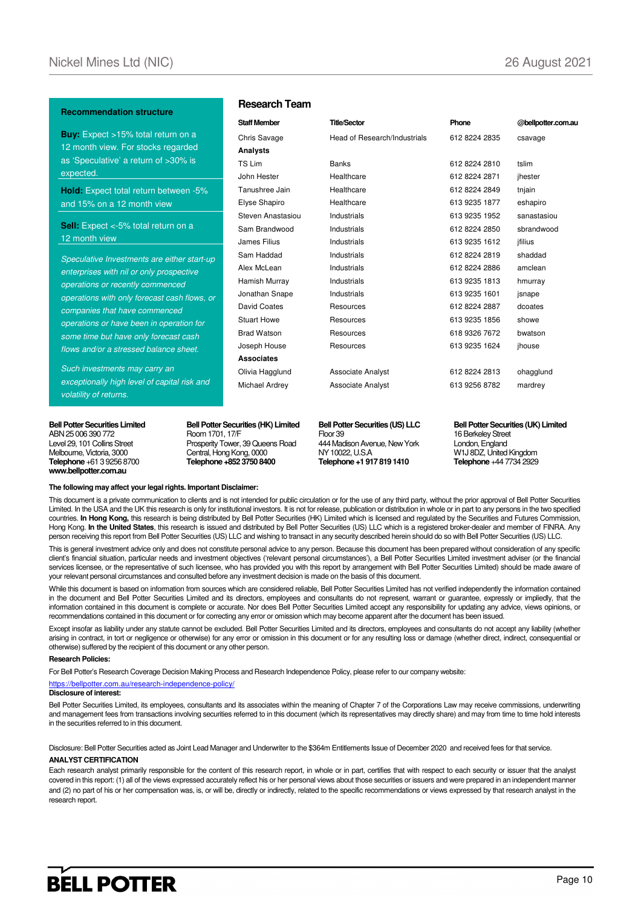**Recommendation structure**

**Buy:** Expect >15% total return on a 12 month view. For stocks regarded as 'Speculative' a return of >30% is expected.

**Hold:** Expect total return between -5% and 15% on a 12 month view

**Sell:** Expect <-5% total return on a 12 month view

*Speculative Investments are either start-up enterprises with nil or only prospective operations or recently commenced operations with only forecast cash flows, or companies that have commenced operations or have been in operation for some time but have only forecast cash flows and/or a stressed balance sheet.*

*Such investments may carry an exceptionally high level of capital risk and volatility of returns.*

## Research Team

| Staff Member | Title/Sector | Phone | @bellpotter.com.au |
|---|---|---|---|
| Chris Savage | Head of Research/Industrials | 612 8224 2835 | csavage |
| **Analysts** | | | |
| TS Lim | Banks | 612 8224 2810 | tslim |
| John Hester | Healthcare | 612 8224 2871 | jhester |
| Tanushree Jain | Healthcare | 612 8224 2849 | tnjain |
| Elyse Shapiro | Healthcare | 613 9235 1877 | eshapiro |
| Steven Anastasiou | Industrials | 613 9235 1952 | sanastasiou |
| Sam Brandwood | Industrials | 612 8224 2850 | sbrandwood |
| James Filius | Industrials | 613 9235 1612 | jfilius |
| Sam Haddad | Industrials | 612 8224 2819 | shaddad |
| Alex McLean | Industrials | 612 8224 2886 | amclean |
| Hamish Murray | Industrials | 613 9235 1813 | hmurray |
| Jonathan Snape | Industrials | 613 9235 1601 | jsnape |
| David Coates | Resources | 612 8224 2887 | dcoates |
| Stuart Howe | Resources | 613 9235 1856 | showe |
| Brad Watson | Resources | 618 9326 7672 | bwatson |
| Joseph House | Resources | 613 9235 1624 | jhouse |
| **Associates** | | | |
| Olivia Hagglund | Associate Analyst | 612 8224 2813 | ohagglund |
| Michael Ardrey | Associate Analyst | 613 9256 8782 | mardrey |

**Bell Potter Securities Limited**
ABN 25 006 390 772
Level 29, 101 Collins Street
Melbourne, Victoria, 3000
**Telephone** +61 3 9256 8700
**www.bellpotter.com.au**

**Bell Potter Securities (HK) Limited**
Room 1701, 17/F
Prosperity Tower, 39 Queens Road
Central, Hong Kong, 0000
**Telephone +852 3750 8400**

**Bell Potter Securities (US) LLC**
Floor 39
444 Madison Avenue, New York
NY 10022, U.S.A
**Telephone +1 917 819 1410**

**Bell Potter Securities (UK) Limited**
16 Berkeley Street
London, England
W1J 8DZ, United Kingdom
**Telephone** +44 7734 2929

**The following may affect your legal rights. Important Disclaimer:**

This document is a private communication to clients and is not intended for public circulation or for the use of any third party, without the prior approval of Bell Potter Securities Limited. In the USA and the UK this research is only for institutional investors. It is not for release, publication or distribution in whole or in part to any persons in the two specified countries. **In Hong Kong,** this research is being distributed by Bell Potter Securities (HK) Limited which is licensed and regulated by the Securities and Futures Commission, Hong Kong. **In the United States**, this research is issued and distributed by Bell Potter Securities (US) LLC which is a registered broker-dealer and member of FINRA. Any person receiving this report from Bell Potter Securities (US) LLC and wishing to transact in any security described herein should do so with Bell Potter Securities (US) LLC.

This is general investment advice only and does not constitute personal advice to any person. Because this document has been prepared without consideration of any specific client's financial situation, particular needs and investment objectives ('relevant personal circumstances'), a Bell Potter Securities Limited investment adviser (or the financial services licensee, or the representative of such licensee, who has provided you with this report by arrangement with Bell Potter Securities Limited) should be made aware of your relevant personal circumstances and consulted before any investment decision is made on the basis of this document.

While this document is based on information from sources which are considered reliable, Bell Potter Securities Limited has not verified independently the information contained in the document and Bell Potter Securities Limited and its directors, employees and consultants do not represent, warrant or guarantee, expressly or impliedly, that the information contained in this document is complete or accurate. Nor does Bell Potter Securities Limited accept any responsibility for updating any advice, views opinions, or recommendations contained in this document or for correcting any error or omission which may become apparent after the document has been issued.

Except insofar as liability under any statute cannot be excluded. Bell Potter Securities Limited and its directors, employees and consultants do not accept any liability (whether arising in contract, in tort or negligence or otherwise) for any error or omission in this document or for any resulting loss or damage (whether direct, indirect, consequential or otherwise) suffered by the recipient of this document or any other person.

**Research Policies:**

For Bell Potter's Research Coverage Decision Making Process and Research Independence Policy, please refer to our company website:

https://bellpotter.com.au/research-independence-policy/

**Disclosure of interest:**

Bell Potter Securities Limited, its employees, consultants and its associates within the meaning of Chapter 7 of the Corporations Law may receive commissions, underwriting and management fees from transactions involving securities referred to in this document (which its representatives may directly share) and may from time to time hold interests in the securities referred to in this document.

Disclosure: Bell Potter Securities acted as Joint Lead Manager and Underwriter to the $364m Entitlements Issue of December 2020 and received fees for that service.

**ANALYST CERTIFICATION**

Each research analyst primarily responsible for the content of this research report, in whole or in part, certifies that with respect to each security or issuer that the analyst covered in this report: (1) all of the views expressed accurately reflect his or her personal views about those securities or issuers and were prepared in an independent manner and (2) no part of his or her compensation was, is, or will be, directly or indirectly, related to the specific recommendations or views expressed by that research analyst in the research report.